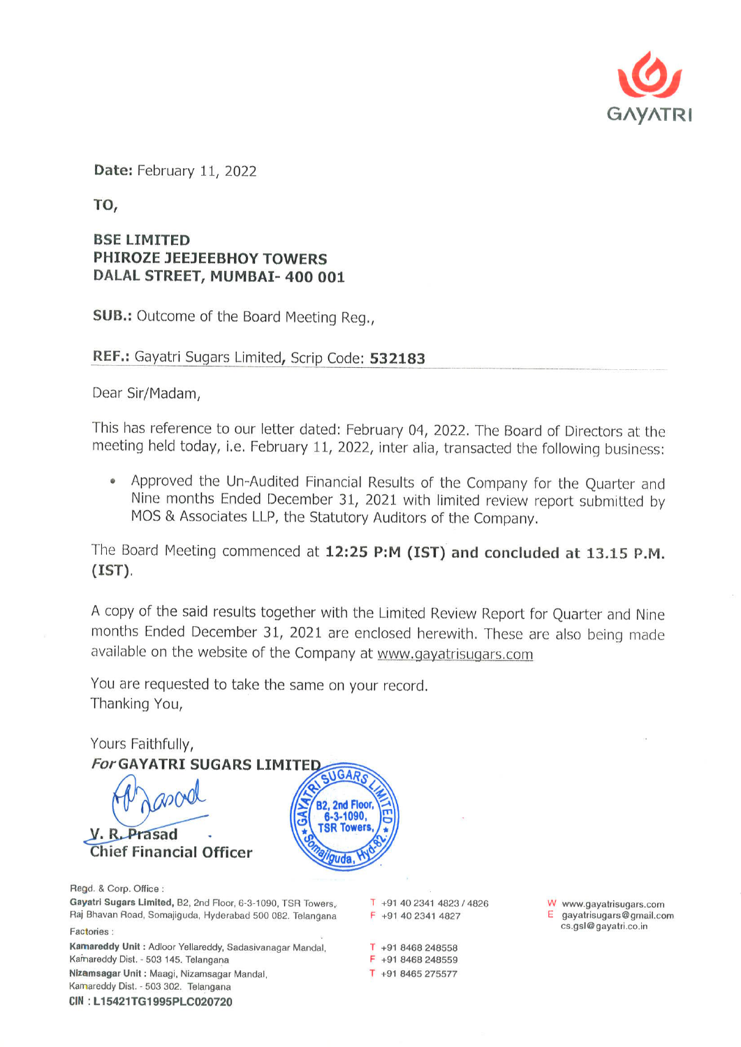GAYATRI

**Date:** February 11, 2022

**TO,**

**BSE LIMITED**
**PHIROZE JEEJEEBHOY TOWERS**
**DALAL STREET, MUMBAI- 400 001**

**SUB.:** Outcome of the Board Meeting Reg.,

**REF.:** Gayatri Sugars Limited, Scrip Code: **532183**

Dear Sir/Madam,

This has reference to our letter dated: February 04, 2022. The Board of Directors at the meeting held today, i.e. February 11, 2022, inter alia, transacted the following business:

- Approved the Un-Audited Financial Results of the Company for the Quarter and Nine months Ended December 31, 2021 with limited review report submitted by MOS & Associates LLP, the Statutory Auditors of the Company.

The Board Meeting commenced at **12:25 P:M (IST) and concluded at 13.15 P.M. (IST).**

A copy of the said results together with the Limited Review Report for Quarter and Nine months Ended December 31, 2021 are enclosed herewith. These are also being made available on the website of the Company at www.gayatrisugars.com

You are requested to take the same on your record.
Thanking You,

Yours Faithfully,
***For* GAYATRI SUGARS LIMITED**

**V. R. Prasad**
**Chief Financial Officer**

Regd. & Corp. Office :
**Gayatri Sugars Limited,** B2, 2nd Floor, 6-3-1090, TSR Towers, Raj Bhavan Road, Somajiguda, Hyderabad 500 082. Telangana

T +91 40 2341 4823 / 4826
F +91 40 2341 4827

W www.gayatrisugars.com
E gayatrisugars@gmail.com
cs.gsl@gayatri.co.in

Factories :
**Kamareddy Unit :** Adloor Yellareddy, Sadasivanagar Mandal, Kamareddy Dist. - 503 145. Telangana

T +91 8468 248558
F +91 8468 248559

**Nizamsagar Unit :** Maagi, Nizamsagar Mandal, Kamareddy Dist. - 503 302. Telangana

T +91 8465 275577

**CIN : L15421TG1995PLC020720**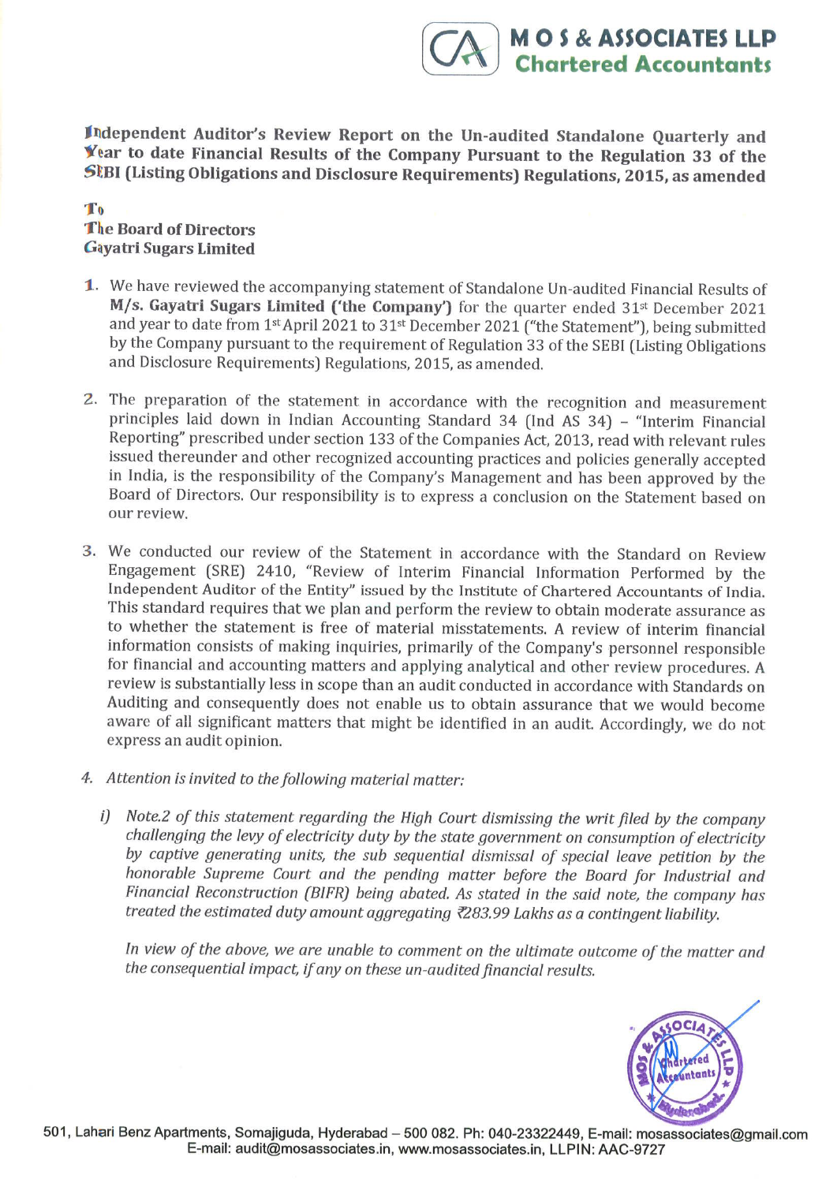**M O S & ASSOCIATES LLP**
**Chartered Accountants**

**Independent Auditor's Review Report on the Un-audited Standalone Quarterly and Year to date Financial Results of the Company Pursuant to the Regulation 33 of the SEBI (Listing Obligations and Disclosure Requirements) Regulations, 2015, as amended**

**To**
**The Board of Directors**
**Gayatri Sugars Limited**

1. We have reviewed the accompanying statement of Standalone Un-audited Financial Results of **M/s. Gayatri Sugars Limited ('the Company')** for the quarter ended 31st December 2021 and year to date from 1st April 2021 to 31st December 2021 ("the Statement"), being submitted by the Company pursuant to the requirement of Regulation 33 of the SEBI (Listing Obligations and Disclosure Requirements) Regulations, 2015, as amended.

2. The preparation of the statement in accordance with the recognition and measurement principles laid down in Indian Accounting Standard 34 (Ind AS 34) – "Interim Financial Reporting" prescribed under section 133 of the Companies Act, 2013, read with relevant rules issued thereunder and other recognized accounting practices and policies generally accepted in India, is the responsibility of the Company's Management and has been approved by the Board of Directors. Our responsibility is to express a conclusion on the Statement based on our review.

3. We conducted our review of the Statement in accordance with the Standard on Review Engagement (SRE) 2410, "Review of Interim Financial Information Performed by the Independent Auditor of the Entity" issued by the Institute of Chartered Accountants of India. This standard requires that we plan and perform the review to obtain moderate assurance as to whether the statement is free of material misstatements. A review of interim financial information consists of making inquiries, primarily of the Company's personnel responsible for financial and accounting matters and applying analytical and other review procedures. A review is substantially less in scope than an audit conducted in accordance with Standards on Auditing and consequently does not enable us to obtain assurance that we would become aware of all significant matters that might be identified in an audit. Accordingly, we do not express an audit opinion.

4. *Attention is invited to the following material matter:*

   *i) Note.2 of this statement regarding the High Court dismissing the writ filed by the company challenging the levy of electricity duty by the state government on consumption of electricity by captive generating units, the sub sequential dismissal of special leave petition by the honorable Supreme Court and the pending matter before the Board for Industrial and Financial Reconstruction (BIFR) being abated. As stated in the said note, the company has treated the estimated duty amount aggregating ₹283.99 Lakhs as a contingent liability.*

   *In view of the above, we are unable to comment on the ultimate outcome of the matter and the consequential impact, if any on these un-audited financial results.*

501, Lahari Benz Apartments, Somajiguda, Hyderabad – 500 082. Ph: 040-23322449, E-mail: mosassociates@gmail.com
E-mail: audit@mosassociates.in, www.mosassociates.in, LLPIN: AAC-9727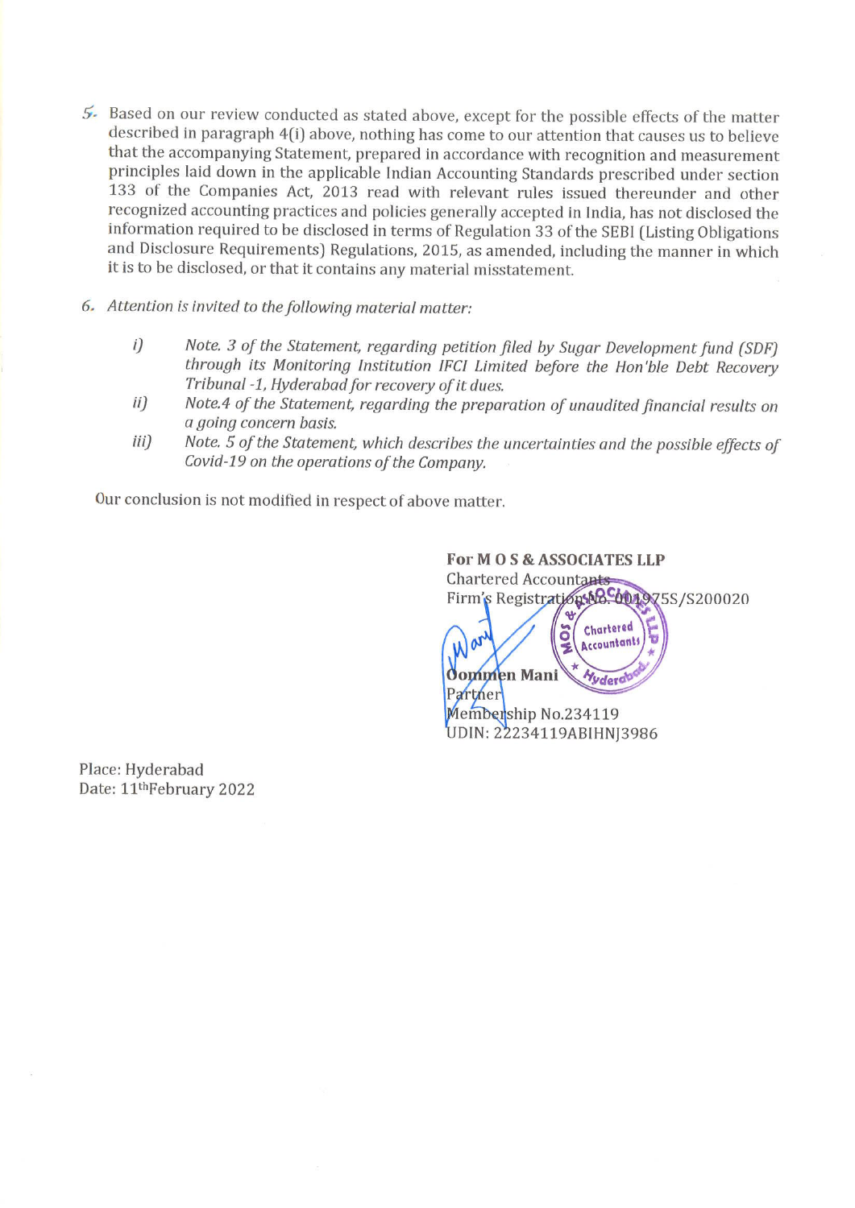5. Based on our review conducted as stated above, except for the possible effects of the matter described in paragraph 4(i) above, nothing has come to our attention that causes us to believe that the accompanying Statement, prepared in accordance with recognition and measurement principles laid down in the applicable Indian Accounting Standards prescribed under section 133 of the Companies Act, 2013 read with relevant rules issued thereunder and other recognized accounting practices and policies generally accepted in India, has not disclosed the information required to be disclosed in terms of Regulation 33 of the SEBI (Listing Obligations and Disclosure Requirements) Regulations, 2015, as amended, including the manner in which it is to be disclosed, or that it contains any material misstatement.

6. *Attention is invited to the following material matter:*

   i) *Note. 3 of the Statement, regarding petition filed by Sugar Development fund (SDF) through its Monitoring Institution IFCI Limited before the Hon'ble Debt Recovery Tribunal -1, Hyderabad for recovery of it dues.*

   ii) *Note.4 of the Statement, regarding the preparation of unaudited financial results on a going concern basis.*

   iii) *Note. 5 of the Statement, which describes the uncertainties and the possible effects of Covid-19 on the operations of the Company.*

Our conclusion is not modified in respect of above matter.

**For M O S & ASSOCIATES LLP**
Chartered Accountants
Firm's Registration No. 001975S/S200020

**Oommen Mani**
Partner
Membership No.234119
UDIN: 22234119ABIHNJ3986

Place: Hyderabad
Date: 11thFebruary 2022